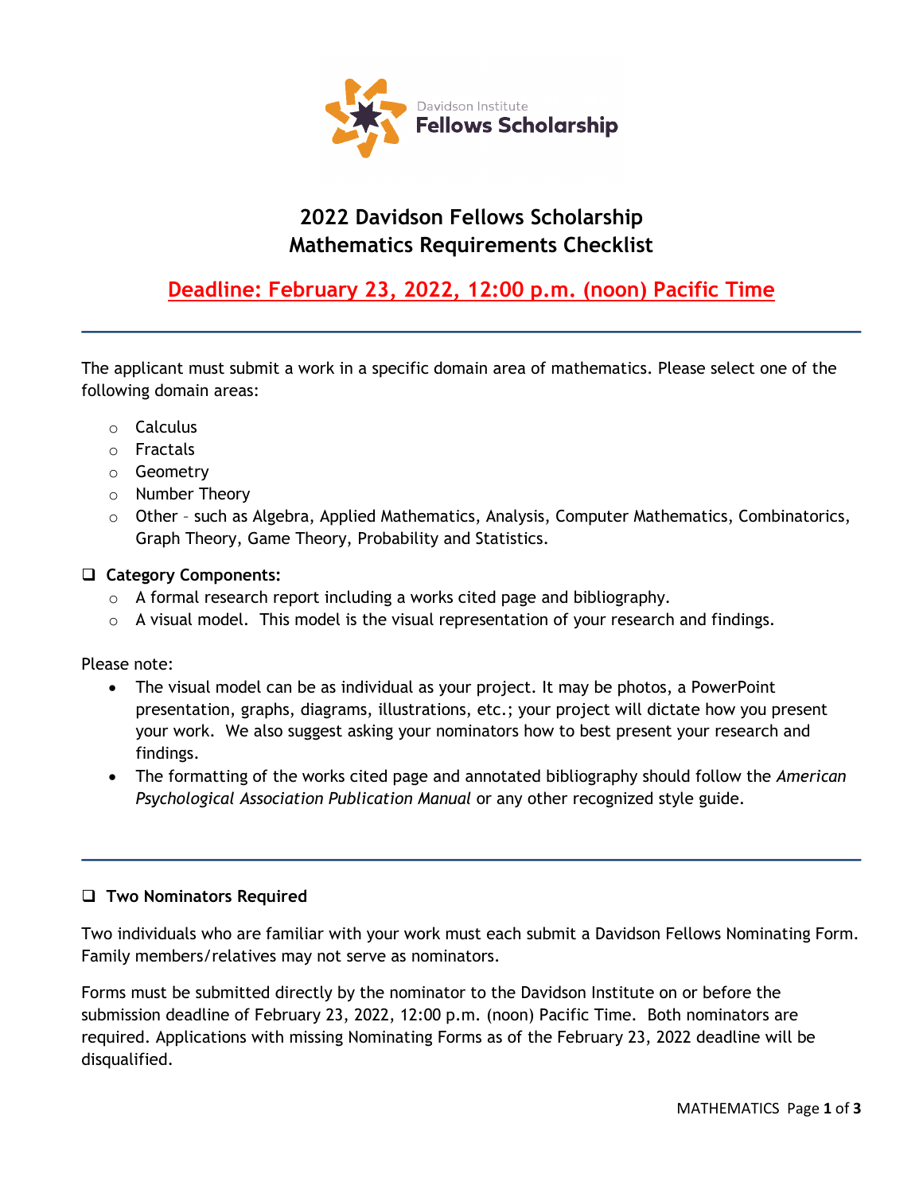Davidson Institute
Fellows Scholarship

# 2022 Davidson Fellows Scholarship
# Mathematics Requirements Checklist

## Deadline: February 23, 2022, 12:00 p.m. (noon) Pacific Time

---

The applicant must submit a work in a specific domain area of mathematics. Please select one of the following domain areas:

- Calculus
- Fractals
- Geometry
- Number Theory
- Other – such as Algebra, Applied Mathematics, Analysis, Computer Mathematics, Combinatorics, Graph Theory, Game Theory, Probability and Statistics.

- [ ] **Category Components:**
  - A formal research report including a works cited page and bibliography.
  - A visual model. This model is the visual representation of your research and findings.

Please note:

- The visual model can be as individual as your project. It may be photos, a PowerPoint presentation, graphs, diagrams, illustrations, etc.; your project will dictate how you present your work. We also suggest asking your nominators how to best present your research and findings.
- The formatting of the works cited page and annotated bibliography should follow the *American Psychological Association Publication Manual* or any other recognized style guide.

---

- [ ] **Two Nominators Required**

Two individuals who are familiar with your work must each submit a Davidson Fellows Nominating Form. Family members/relatives may not serve as nominators.

Forms must be submitted directly by the nominator to the Davidson Institute on or before the submission deadline of February 23, 2022, 12:00 p.m. (noon) Pacific Time. Both nominators are required. Applications with missing Nominating Forms as of the February 23, 2022 deadline will be disqualified.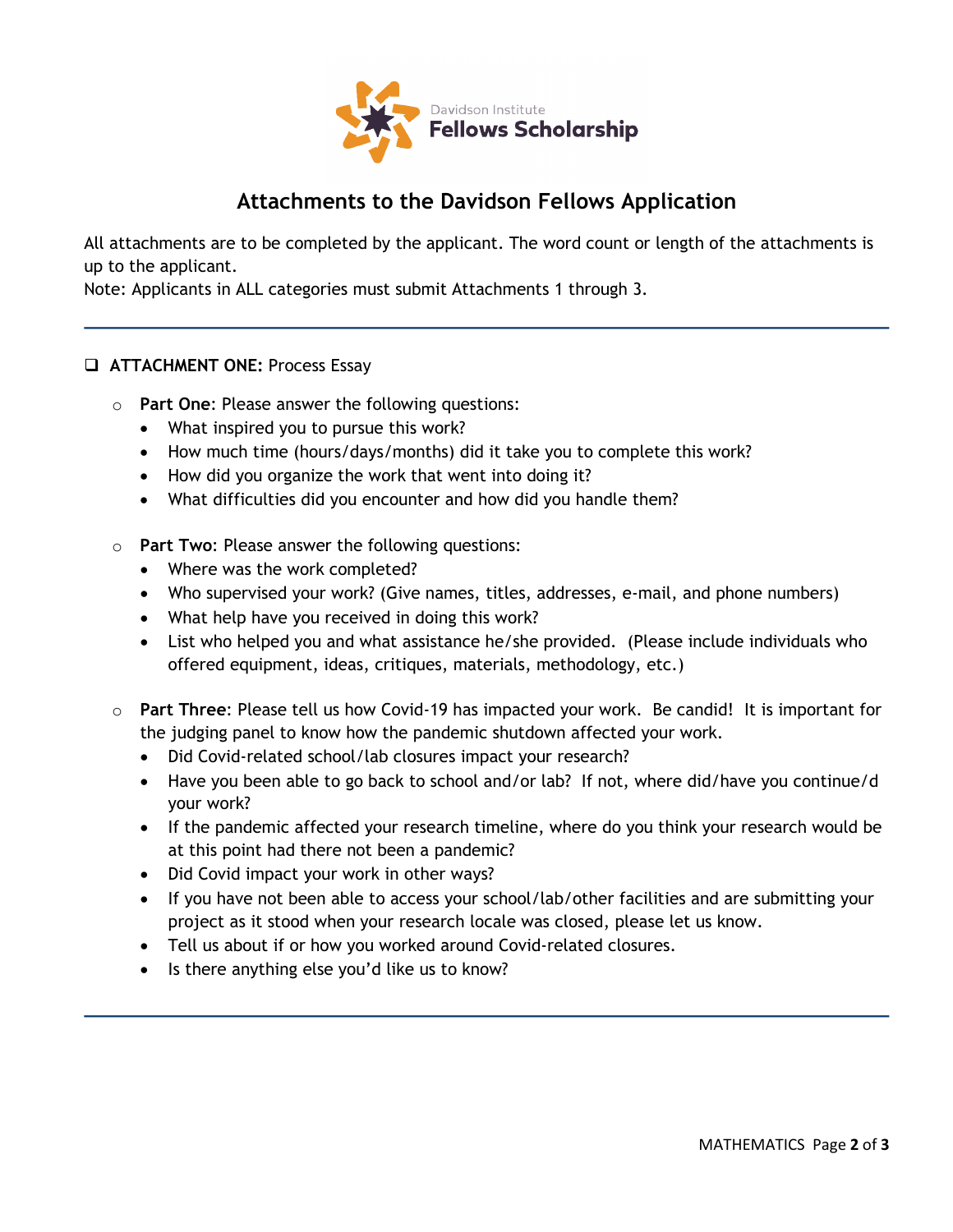Davidson Institute
**Fellows Scholarship**

# Attachments to the Davidson Fellows Application

All attachments are to be completed by the applicant. The word count or length of the attachments is up to the applicant.
Note: Applicants in ALL categories must submit Attachments 1 through 3.

---

- [ ] **ATTACHMENT ONE:** Process Essay
  - **Part One**: Please answer the following questions:
    - What inspired you to pursue this work?
    - How much time (hours/days/months) did it take you to complete this work?
    - How did you organize the work that went into doing it?
    - What difficulties did you encounter and how did you handle them?
  - **Part Two**: Please answer the following questions:
    - Where was the work completed?
    - Who supervised your work? (Give names, titles, addresses, e-mail, and phone numbers)
    - What help have you received in doing this work?
    - List who helped you and what assistance he/she provided. (Please include individuals who offered equipment, ideas, critiques, materials, methodology, etc.)
  - **Part Three**: Please tell us how Covid-19 has impacted your work. Be candid! It is important for the judging panel to know how the pandemic shutdown affected your work.
    - Did Covid-related school/lab closures impact your research?
    - Have you been able to go back to school and/or lab? If not, where did/have you continue/d your work?
    - If the pandemic affected your research timeline, where do you think your research would be at this point had there not been a pandemic?
    - Did Covid impact your work in other ways?
    - If you have not been able to access your school/lab/other facilities and are submitting your project as it stood when your research locale was closed, please let us know.
    - Tell us about if or how you worked around Covid-related closures.
    - Is there anything else you'd like us to know?

---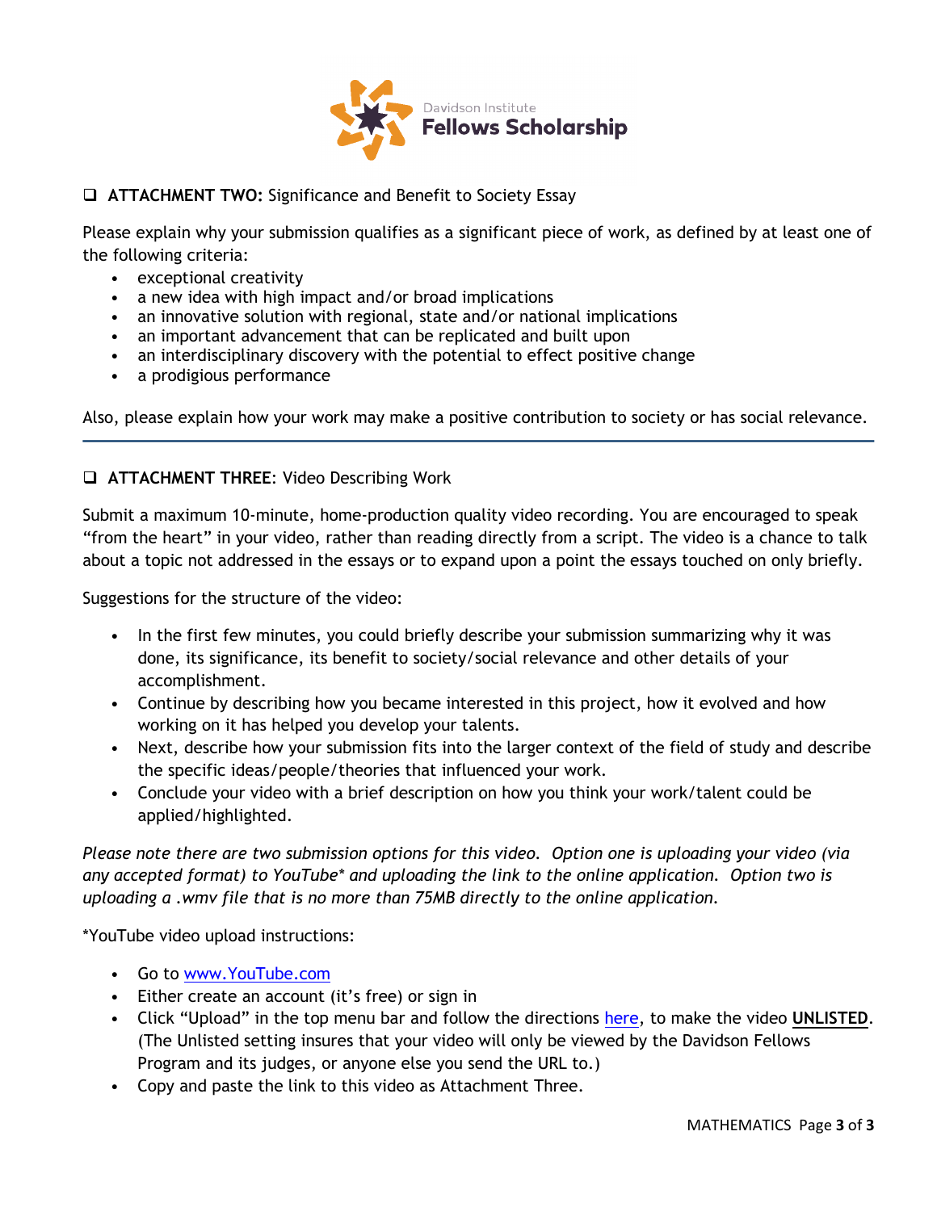❑ **ATTACHMENT TWO:** Significance and Benefit to Society Essay

Please explain why your submission qualifies as a significant piece of work, as defined by at least one of the following criteria:

- exceptional creativity
- a new idea with high impact and/or broad implications
- an innovative solution with regional, state and/or national implications
- an important advancement that can be replicated and built upon
- an interdisciplinary discovery with the potential to effect positive change
- a prodigious performance

Also, please explain how your work may make a positive contribution to society or has social relevance.

---

❑ **ATTACHMENT THREE**: Video Describing Work

Submit a maximum 10-minute, home-production quality video recording. You are encouraged to speak "from the heart" in your video, rather than reading directly from a script. The video is a chance to talk about a topic not addressed in the essays or to expand upon a point the essays touched on only briefly.

Suggestions for the structure of the video:

- In the first few minutes, you could briefly describe your submission summarizing why it was done, its significance, its benefit to society/social relevance and other details of your accomplishment.
- Continue by describing how you became interested in this project, how it evolved and how working on it has helped you develop your talents.
- Next, describe how your submission fits into the larger context of the field of study and describe the specific ideas/people/theories that influenced your work.
- Conclude your video with a brief description on how you think your work/talent could be applied/highlighted.

*Please note there are two submission options for this video. Option one is uploading your video (via any accepted format) to YouTube* and uploading the link to the online application. Option two is uploading a .wmv file that is no more than 75MB directly to the online application.*

*YouTube video upload instructions:

- Go to [www.YouTube.com](http://www.YouTube.com)
- Either create an account (it's free) or sign in
- Click "Upload" in the top menu bar and follow the directions here, to make the video **UNLISTED**. (The Unlisted setting insures that your video will only be viewed by the Davidson Fellows Program and its judges, or anyone else you send the URL to.)
- Copy and paste the link to this video as Attachment Three.